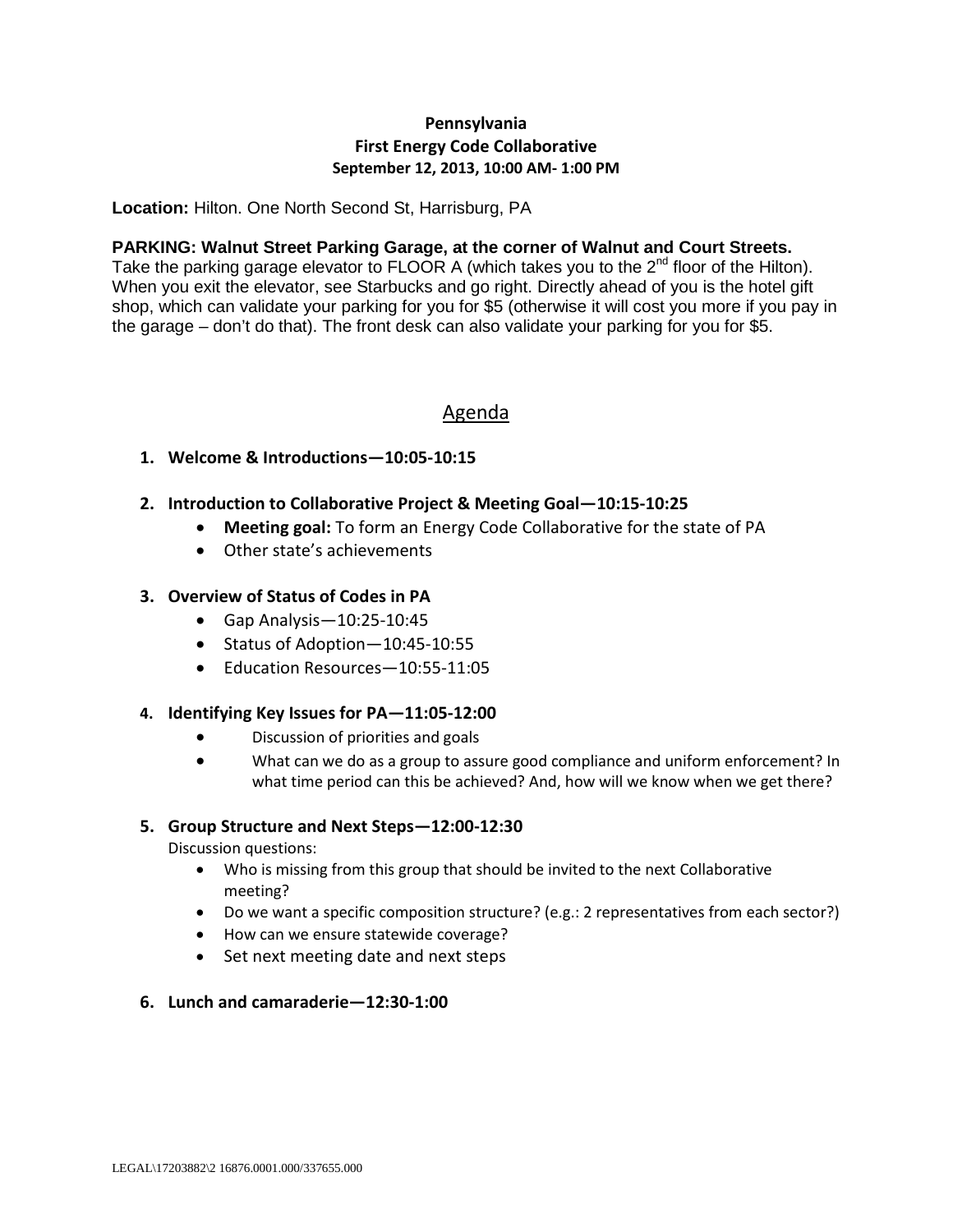**Pennsylvania**
**First Energy Code Collaborative**
**September 12, 2013, 10:00 AM- 1:00 PM**

**Location:** Hilton. One North Second St, Harrisburg, PA

**PARKING: Walnut Street Parking Garage, at the corner of Walnut and Court Streets.**
Take the parking garage elevator to FLOOR A (which takes you to the 2nd floor of the Hilton). When you exit the elevator, see Starbucks and go right. Directly ahead of you is the hotel gift shop, which can validate your parking for you for $5 (otherwise it will cost you more if you pay in the garage – don't do that). The front desk can also validate your parking for you for $5.

## Agenda

1. **Welcome & Introductions—10:05-10:15**

2. **Introduction to Collaborative Project & Meeting Goal—10:15-10:25**
   - **Meeting goal:** To form an Energy Code Collaborative for the state of PA
   - Other state's achievements

3. **Overview of Status of Codes in PA**
   - Gap Analysis—10:25-10:45
   - Status of Adoption—10:45-10:55
   - Education Resources—10:55-11:05

4. **Identifying Key Issues for PA—11:05-12:00**
   - Discussion of priorities and goals
   - What can we do as a group to assure good compliance and uniform enforcement? In what time period can this be achieved? And, how will we know when we get there?

5. **Group Structure and Next Steps—12:00-12:30**
   Discussion questions:
   - Who is missing from this group that should be invited to the next Collaborative meeting?
   - Do we want a specific composition structure? (e.g.: 2 representatives from each sector?)
   - How can we ensure statewide coverage?
   - Set next meeting date and next steps

6. **Lunch and camaraderie—12:30-1:00**

LEGAL\17203882\2 16876.0001.000/337655.000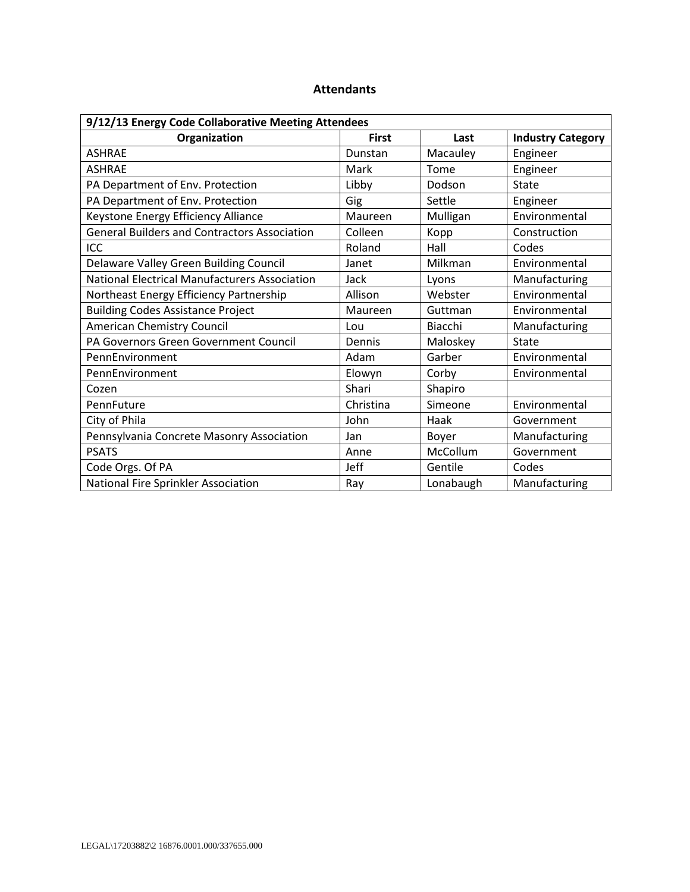### Attendants

| 9/12/13 Energy Code Collaborative Meeting Attendees | | | |
|---|---|---|---|
| **Organization** | **First** | **Last** | **Industry Category** |
| ASHRAE | Dunstan | Macauley | Engineer |
| ASHRAE | Mark | Tome | Engineer |
| PA Department of Env. Protection | Libby | Dodson | State |
| PA Department of Env. Protection | Gig | Settle | Engineer |
| Keystone Energy Efficiency Alliance | Maureen | Mulligan | Environmental |
| General Builders and Contractors Association | Colleen | Kopp | Construction |
| ICC | Roland | Hall | Codes |
| Delaware Valley Green Building Council | Janet | Milkman | Environmental |
| National Electrical Manufacturers Association | Jack | Lyons | Manufacturing |
| Northeast Energy Efficiency Partnership | Allison | Webster | Environmental |
| Building Codes Assistance Project | Maureen | Guttman | Environmental |
| American Chemistry Council | Lou | Biacchi | Manufacturing |
| PA Governors Green Government Council | Dennis | Maloskey | State |
| PennEnvironment | Adam | Garber | Environmental |
| PennEnvironment | Elowyn | Corby | Environmental |
| Cozen | Shari | Shapiro | |
| PennFuture | Christina | Simeone | Environmental |
| City of Phila | John | Haak | Government |
| Pennsylvania Concrete Masonry Association | Jan | Boyer | Manufacturing |
| PSATS | Anne | McCollum | Government |
| Code Orgs. Of PA | Jeff | Gentile | Codes |
| National Fire Sprinkler Association | Ray | Lonabaugh | Manufacturing |